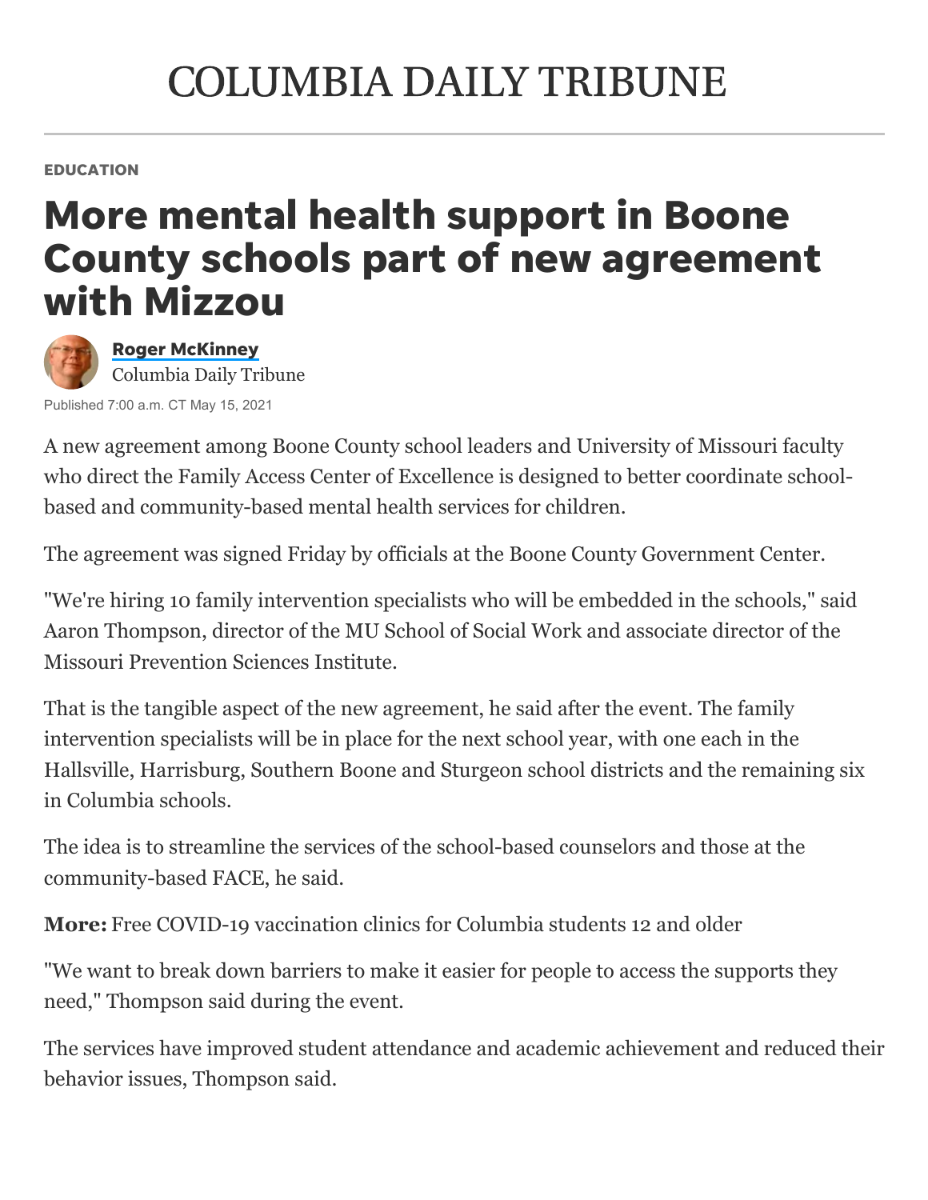COLUMBIA DAILY TRIBUNE

EDUCATION

# More mental health support in Boone County schools part of new agreement with Mizzou

**Roger McKinney**
Columbia Daily Tribune

Published 7:00 a.m. CT May 15, 2021

A new agreement among Boone County school leaders and University of Missouri faculty who direct the Family Access Center of Excellence is designed to better coordinate school-based and community-based mental health services for children.

The agreement was signed Friday by officials at the Boone County Government Center.

"We're hiring 10 family intervention specialists who will be embedded in the schools," said Aaron Thompson, director of the MU School of Social Work and associate director of the Missouri Prevention Sciences Institute.

That is the tangible aspect of the new agreement, he said after the event. The family intervention specialists will be in place for the next school year, with one each in the Hallsville, Harrisburg, Southern Boone and Sturgeon school districts and the remaining six in Columbia schools.

The idea is to streamline the services of the school-based counselors and those at the community-based FACE, he said.

**More:** Free COVID-19 vaccination clinics for Columbia students 12 and older

"We want to break down barriers to make it easier for people to access the supports they need," Thompson said during the event.

The services have improved student attendance and academic achievement and reduced their behavior issues, Thompson said.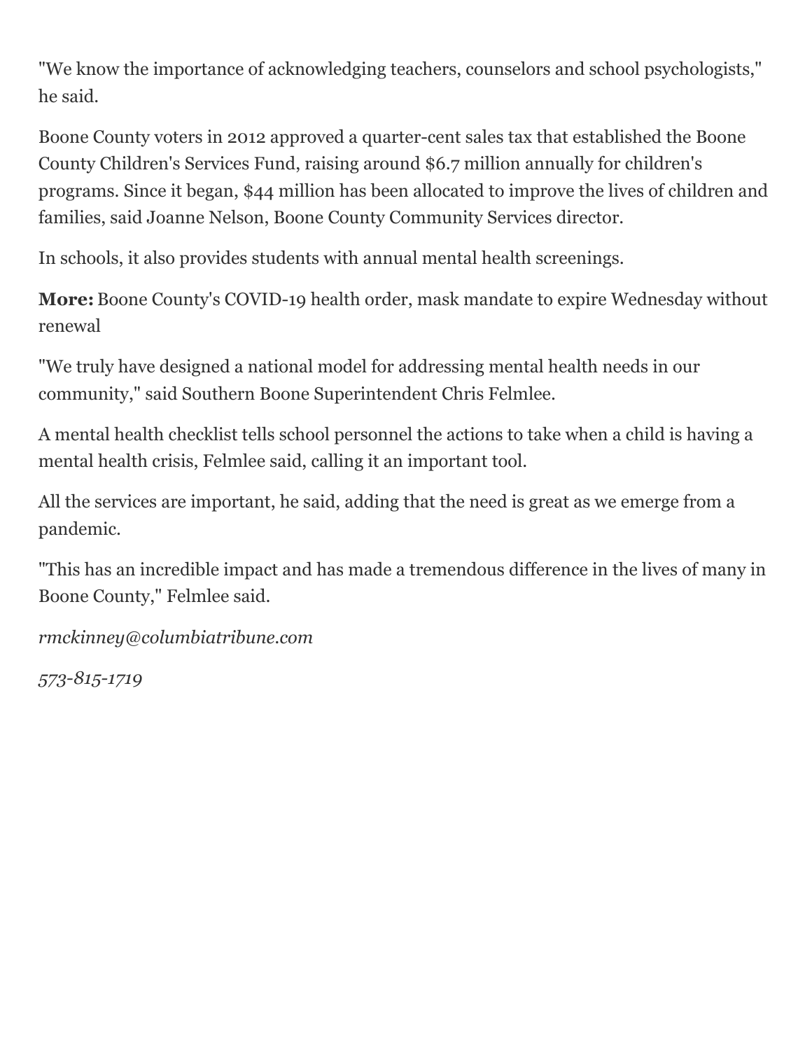"We know the importance of acknowledging teachers, counselors and school psychologists," he said.

Boone County voters in 2012 approved a quarter-cent sales tax that established the Boone County Children's Services Fund, raising around $6.7 million annually for children's programs. Since it began, $44 million has been allocated to improve the lives of children and families, said Joanne Nelson, Boone County Community Services director.

In schools, it also provides students with annual mental health screenings.

**More:** Boone County's COVID-19 health order, mask mandate to expire Wednesday without renewal

"We truly have designed a national model for addressing mental health needs in our community," said Southern Boone Superintendent Chris Felmlee.

A mental health checklist tells school personnel the actions to take when a child is having a mental health crisis, Felmlee said, calling it an important tool.

All the services are important, he said, adding that the need is great as we emerge from a pandemic.

"This has an incredible impact and has made a tremendous difference in the lives of many in Boone County," Felmlee said.

*rmckinney@columbiatribune.com*

*573-815-1719*